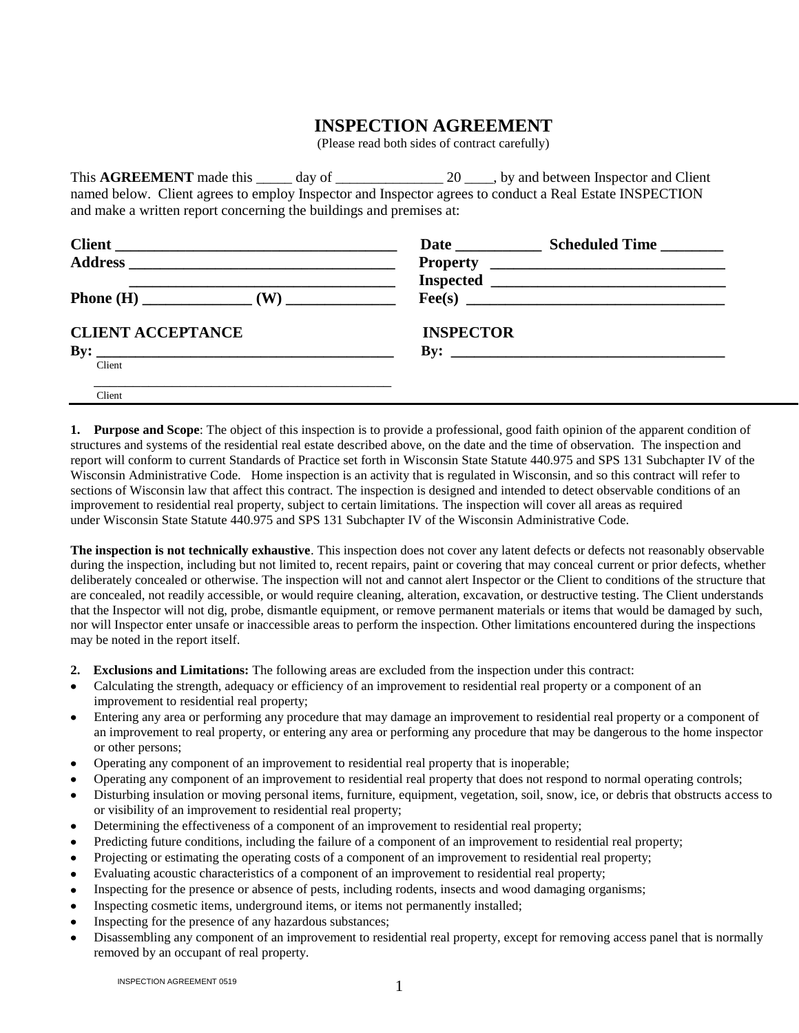# INSPECTION AGREEMENT

(Please read both sides of contract carefully)

This **AGREEMENT** made this _____ day of _______________ 20 ____, by and between Inspector and Client named below. Client agrees to employ Inspector and Inspector agrees to conduct a Real Estate INSPECTION and make a written report concerning the buildings and premises at:

**Client** ______________________________________

**Address** __________________________________

__________________________________

**Phone (H)** ______________ **(W)** ______________

**Date** ___________ **Scheduled Time** ________

**Property Inspected** ______________________________

**Fee(s)** __________________________________

**CLIENT ACCEPTANCE**

**By:** _______________________________________
Client

_______________________________________
Client

**INSPECTOR**

**By:** _____________________________________

**1. Purpose and Scope**: The object of this inspection is to provide a professional, good faith opinion of the apparent condition of structures and systems of the residential real estate described above, on the date and the time of observation. The inspection and report will conform to current Standards of Practice set forth in Wisconsin State Statute 440.975 and SPS 131 Subchapter IV of the Wisconsin Administrative Code. Home inspection is an activity that is regulated in Wisconsin, and so this contract will refer to sections of Wisconsin law that affect this contract. The inspection is designed and intended to detect observable conditions of an improvement to residential real property, subject to certain limitations. The inspection will cover all areas as required under Wisconsin State Statute 440.975 and SPS 131 Subchapter IV of the Wisconsin Administrative Code.

**The inspection is not technically exhaustive**. This inspection does not cover any latent defects or defects not reasonably observable during the inspection, including but not limited to, recent repairs, paint or covering that may conceal current or prior defects, whether deliberately concealed or otherwise. The inspection will not and cannot alert Inspector or the Client to conditions of the structure that are concealed, not readily accessible, or would require cleaning, alteration, excavation, or destructive testing. The Client understands that the Inspector will not dig, probe, dismantle equipment, or remove permanent materials or items that would be damaged by such, nor will Inspector enter unsafe or inaccessible areas to perform the inspection. Other limitations encountered during the inspections may be noted in the report itself.

**2. Exclusions and Limitations:** The following areas are excluded from the inspection under this contract:

- Calculating the strength, adequacy or efficiency of an improvement to residential real property or a component of an improvement to residential real property;
- Entering any area or performing any procedure that may damage an improvement to residential real property or a component of an improvement to real property, or entering any area or performing any procedure that may be dangerous to the home inspector or other persons;
- Operating any component of an improvement to residential real property that is inoperable;
- Operating any component of an improvement to residential real property that does not respond to normal operating controls;
- Disturbing insulation or moving personal items, furniture, equipment, vegetation, soil, snow, ice, or debris that obstructs access to or visibility of an improvement to residential real property;
- Determining the effectiveness of a component of an improvement to residential real property;
- Predicting future conditions, including the failure of a component of an improvement to residential real property;
- Projecting or estimating the operating costs of a component of an improvement to residential real property;
- Evaluating acoustic characteristics of a component of an improvement to residential real property;
- Inspecting for the presence or absence of pests, including rodents, insects and wood damaging organisms;
- Inspecting cosmetic items, underground items, or items not permanently installed;
- Inspecting for the presence of any hazardous substances;
- Disassembling any component of an improvement to residential real property, except for removing access panel that is normally removed by an occupant of real property.

INSPECTION AGREEMENT 0519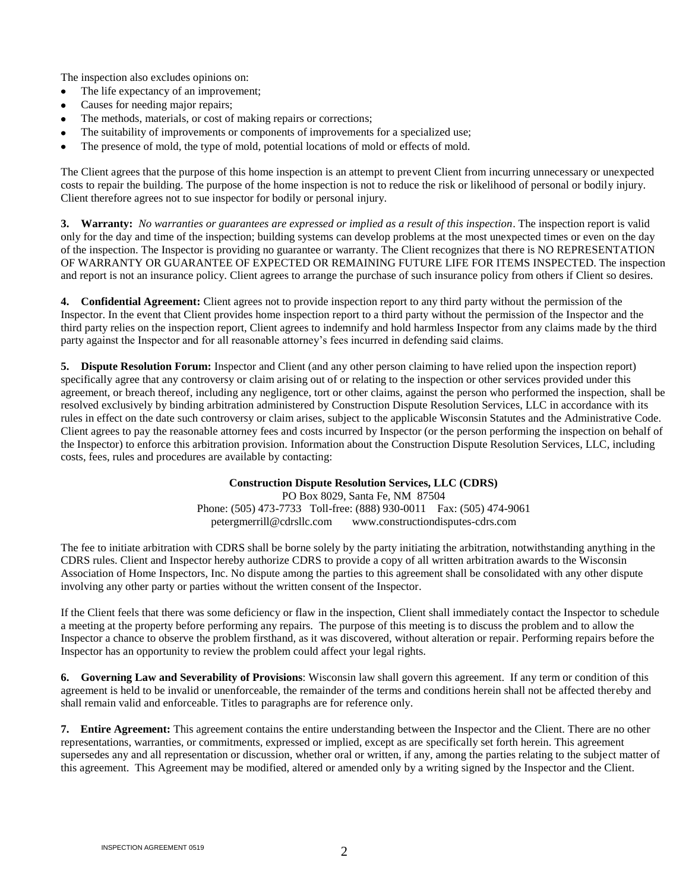The inspection also excludes opinions on:

- The life expectancy of an improvement;
- Causes for needing major repairs;
- The methods, materials, or cost of making repairs or corrections;
- The suitability of improvements or components of improvements for a specialized use;
- The presence of mold, the type of mold, potential locations of mold or effects of mold.

The Client agrees that the purpose of this home inspection is an attempt to prevent Client from incurring unnecessary or unexpected costs to repair the building. The purpose of the home inspection is not to reduce the risk or likelihood of personal or bodily injury. Client therefore agrees not to sue inspector for bodily or personal injury.

**3. Warranty:** *No warranties or guarantees are expressed or implied as a result of this inspection*. The inspection report is valid only for the day and time of the inspection; building systems can develop problems at the most unexpected times or even on the day of the inspection. The Inspector is providing no guarantee or warranty. The Client recognizes that there is NO REPRESENTATION OF WARRANTY OR GUARANTEE OF EXPECTED OR REMAINING FUTURE LIFE FOR ITEMS INSPECTED. The inspection and report is not an insurance policy. Client agrees to arrange the purchase of such insurance policy from others if Client so desires.

**4. Confidential Agreement:** Client agrees not to provide inspection report to any third party without the permission of the Inspector. In the event that Client provides home inspection report to a third party without the permission of the Inspector and the third party relies on the inspection report, Client agrees to indemnify and hold harmless Inspector from any claims made by the third party against the Inspector and for all reasonable attorney's fees incurred in defending said claims.

**5. Dispute Resolution Forum:** Inspector and Client (and any other person claiming to have relied upon the inspection report) specifically agree that any controversy or claim arising out of or relating to the inspection or other services provided under this agreement, or breach thereof, including any negligence, tort or other claims, against the person who performed the inspection, shall be resolved exclusively by binding arbitration administered by Construction Dispute Resolution Services, LLC in accordance with its rules in effect on the date such controversy or claim arises, subject to the applicable Wisconsin Statutes and the Administrative Code. Client agrees to pay the reasonable attorney fees and costs incurred by Inspector (or the person performing the inspection on behalf of the Inspector) to enforce this arbitration provision. Information about the Construction Dispute Resolution Services, LLC, including costs, fees, rules and procedures are available by contacting:

**Construction Dispute Resolution Services, LLC (CDRS)**
PO Box 8029, Santa Fe, NM 87504
Phone: (505) 473-7733 Toll-free: (888) 930-0011 Fax: (505) 474-9061
petergmerrill@cdrsllc.com www.constructiondisputes-cdrs.com

The fee to initiate arbitration with CDRS shall be borne solely by the party initiating the arbitration, notwithstanding anything in the CDRS rules. Client and Inspector hereby authorize CDRS to provide a copy of all written arbitration awards to the Wisconsin Association of Home Inspectors, Inc. No dispute among the parties to this agreement shall be consolidated with any other dispute involving any other party or parties without the written consent of the Inspector.

If the Client feels that there was some deficiency or flaw in the inspection, Client shall immediately contact the Inspector to schedule a meeting at the property before performing any repairs. The purpose of this meeting is to discuss the problem and to allow the Inspector a chance to observe the problem firsthand, as it was discovered, without alteration or repair. Performing repairs before the Inspector has an opportunity to review the problem could affect your legal rights.

**6. Governing Law and Severability of Provisions**: Wisconsin law shall govern this agreement. If any term or condition of this agreement is held to be invalid or unenforceable, the remainder of the terms and conditions herein shall not be affected thereby and shall remain valid and enforceable. Titles to paragraphs are for reference only.

**7. Entire Agreement:** This agreement contains the entire understanding between the Inspector and the Client. There are no other representations, warranties, or commitments, expressed or implied, except as are specifically set forth herein. This agreement supersedes any and all representation or discussion, whether oral or written, if any, among the parties relating to the subject matter of this agreement. This Agreement may be modified, altered or amended only by a writing signed by the Inspector and the Client.